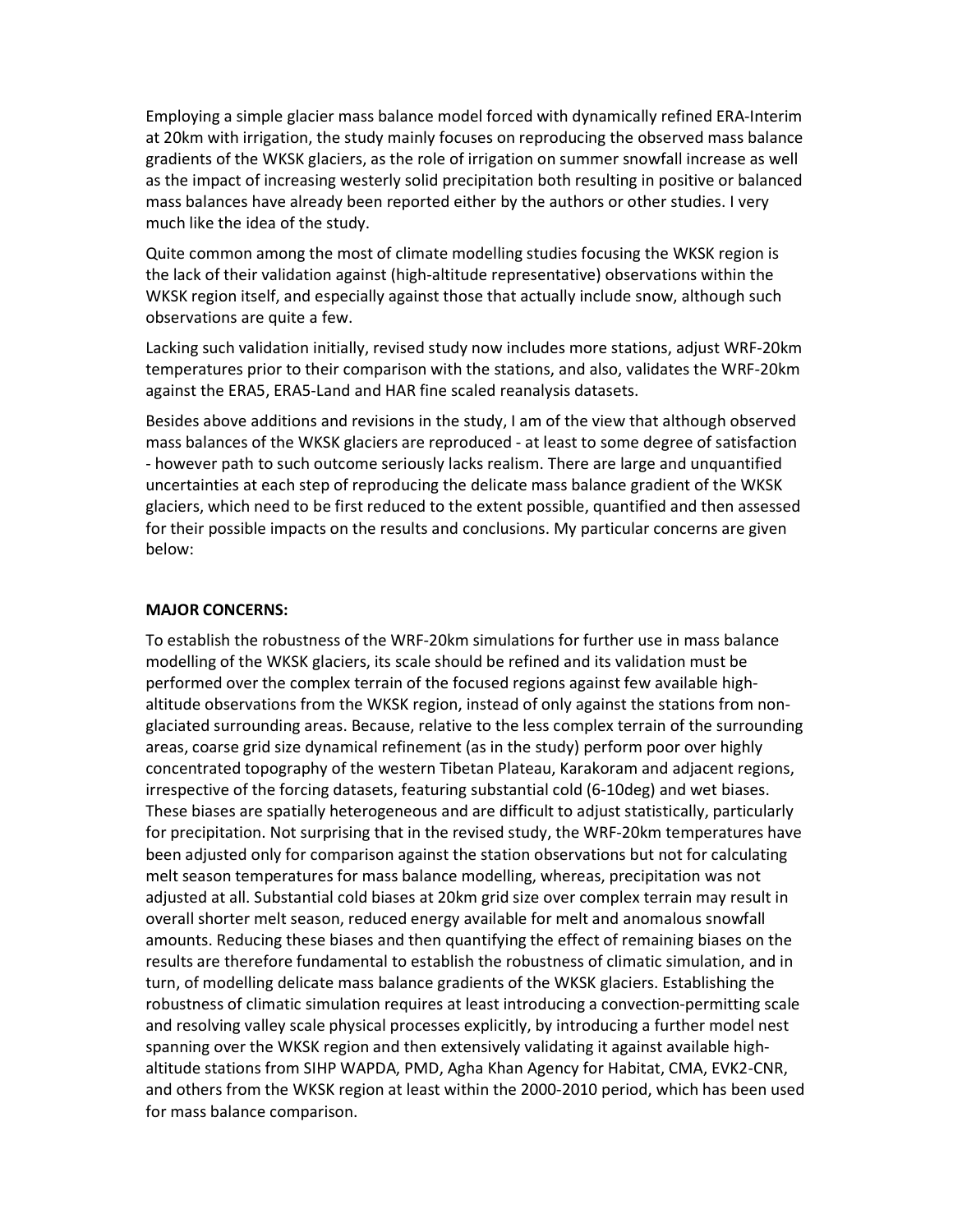Employing a simple glacier mass balance model forced with dynamically refined ERA-Interim at 20km with irrigation, the study mainly focuses on reproducing the observed mass balance gradients of the WKSK glaciers, as the role of irrigation on summer snowfall increase as well as the impact of increasing westerly solid precipitation both resulting in positive or balanced mass balances have already been reported either by the authors or other studies. I very much like the idea of the study.

Quite common among the most of climate modelling studies focusing the WKSK region is the lack of their validation against (high-altitude representative) observations within the WKSK region itself, and especially against those that actually include snow, although such observations are quite a few.

Lacking such validation initially, revised study now includes more stations, adjust WRF-20km temperatures prior to their comparison with the stations, and also, validates the WRF-20km against the ERA5, ERA5-Land and HAR fine scaled reanalysis datasets.

Besides above additions and revisions in the study, I am of the view that although observed mass balances of the WKSK glaciers are reproduced - at least to some degree of satisfaction - however path to such outcome seriously lacks realism. There are large and unquantified uncertainties at each step of reproducing the delicate mass balance gradient of the WKSK glaciers, which need to be first reduced to the extent possible, quantified and then assessed for their possible impacts on the results and conclusions. My particular concerns are given below:

**MAJOR CONCERNS:**

To establish the robustness of the WRF-20km simulations for further use in mass balance modelling of the WKSK glaciers, its scale should be refined and its validation must be performed over the complex terrain of the focused regions against few available high-altitude observations from the WKSK region, instead of only against the stations from non-glaciated surrounding areas. Because, relative to the less complex terrain of the surrounding areas, coarse grid size dynamical refinement (as in the study) perform poor over highly concentrated topography of the western Tibetan Plateau, Karakoram and adjacent regions, irrespective of the forcing datasets, featuring substantial cold (6-10deg) and wet biases. These biases are spatially heterogeneous and are difficult to adjust statistically, particularly for precipitation. Not surprising that in the revised study, the WRF-20km temperatures have been adjusted only for comparison against the station observations but not for calculating melt season temperatures for mass balance modelling, whereas, precipitation was not adjusted at all. Substantial cold biases at 20km grid size over complex terrain may result in overall shorter melt season, reduced energy available for melt and anomalous snowfall amounts. Reducing these biases and then quantifying the effect of remaining biases on the results are therefore fundamental to establish the robustness of climatic simulation, and in turn, of modelling delicate mass balance gradients of the WKSK glaciers. Establishing the robustness of climatic simulation requires at least introducing a convection-permitting scale and resolving valley scale physical processes explicitly, by introducing a further model nest spanning over the WKSK region and then extensively validating it against available high-altitude stations from SIHP WAPDA, PMD, Agha Khan Agency for Habitat, CMA, EVK2-CNR, and others from the WKSK region at least within the 2000-2010 period, which has been used for mass balance comparison.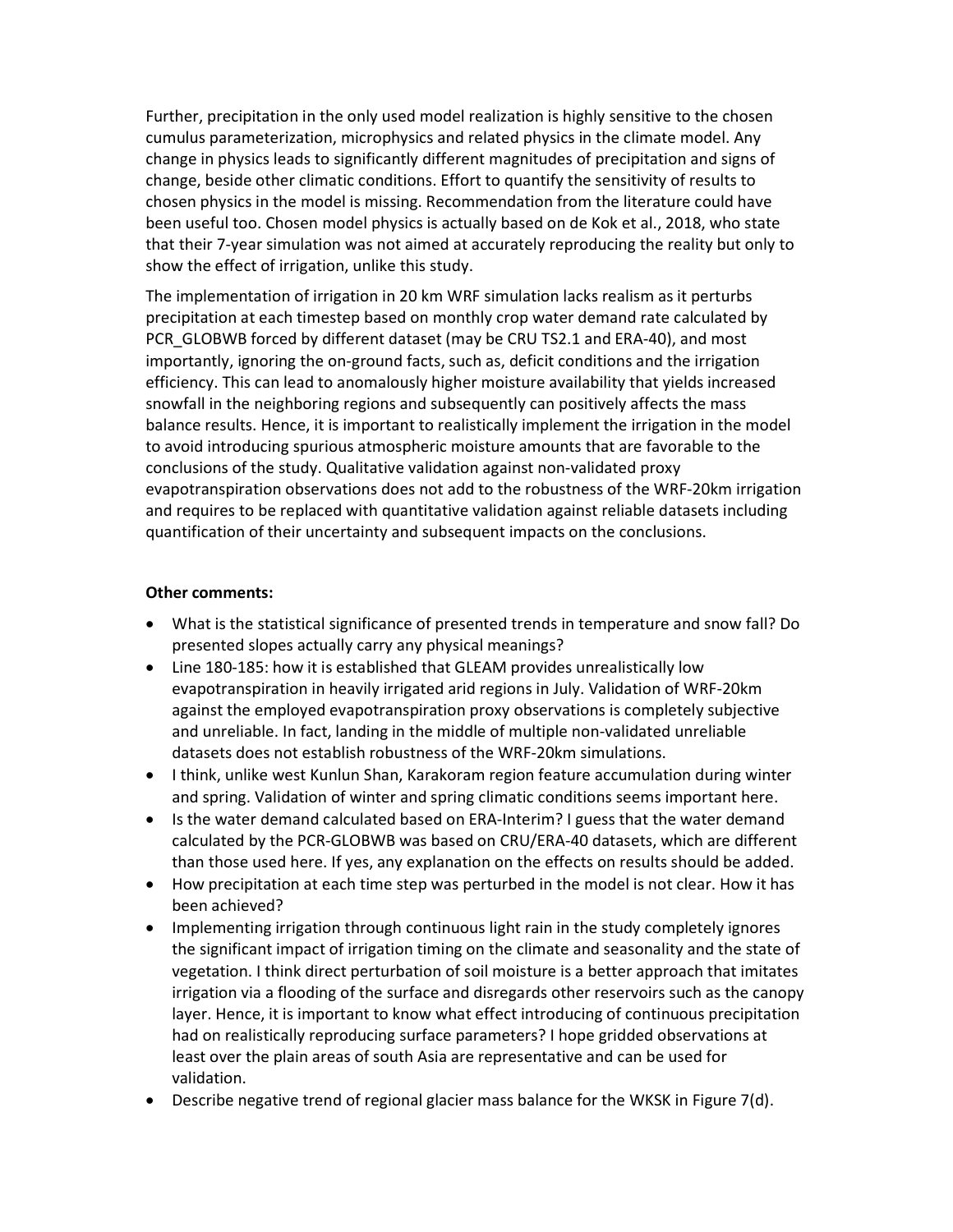Further, precipitation in the only used model realization is highly sensitive to the chosen cumulus parameterization, microphysics and related physics in the climate model. Any change in physics leads to significantly different magnitudes of precipitation and signs of change, beside other climatic conditions. Effort to quantify the sensitivity of results to chosen physics in the model is missing. Recommendation from the literature could have been useful too. Chosen model physics is actually based on de Kok et al., 2018, who state that their 7-year simulation was not aimed at accurately reproducing the reality but only to show the effect of irrigation, unlike this study.

The implementation of irrigation in 20 km WRF simulation lacks realism as it perturbs precipitation at each timestep based on monthly crop water demand rate calculated by PCR_GLOBWB forced by different dataset (may be CRU TS2.1 and ERA-40), and most importantly, ignoring the on-ground facts, such as, deficit conditions and the irrigation efficiency. This can lead to anomalously higher moisture availability that yields increased snowfall in the neighboring regions and subsequently can positively affects the mass balance results. Hence, it is important to realistically implement the irrigation in the model to avoid introducing spurious atmospheric moisture amounts that are favorable to the conclusions of the study. Qualitative validation against non-validated proxy evapotranspiration observations does not add to the robustness of the WRF-20km irrigation and requires to be replaced with quantitative validation against reliable datasets including quantification of their uncertainty and subsequent impacts on the conclusions.

**Other comments:**

- What is the statistical significance of presented trends in temperature and snow fall? Do presented slopes actually carry any physical meanings?
- Line 180-185: how it is established that GLEAM provides unrealistically low evapotranspiration in heavily irrigated arid regions in July. Validation of WRF-20km against the employed evapotranspiration proxy observations is completely subjective and unreliable. In fact, landing in the middle of multiple non-validated unreliable datasets does not establish robustness of the WRF-20km simulations.
- I think, unlike west Kunlun Shan, Karakoram region feature accumulation during winter and spring. Validation of winter and spring climatic conditions seems important here.
- Is the water demand calculated based on ERA-Interim? I guess that the water demand calculated by the PCR-GLOBWB was based on CRU/ERA-40 datasets, which are different than those used here. If yes, any explanation on the effects on results should be added.
- How precipitation at each time step was perturbed in the model is not clear. How it has been achieved?
- Implementing irrigation through continuous light rain in the study completely ignores the significant impact of irrigation timing on the climate and seasonality and the state of vegetation. I think direct perturbation of soil moisture is a better approach that imitates irrigation via a flooding of the surface and disregards other reservoirs such as the canopy layer. Hence, it is important to know what effect introducing of continuous precipitation had on realistically reproducing surface parameters? I hope gridded observations at least over the plain areas of south Asia are representative and can be used for validation.
- Describe negative trend of regional glacier mass balance for the WKSK in Figure 7(d).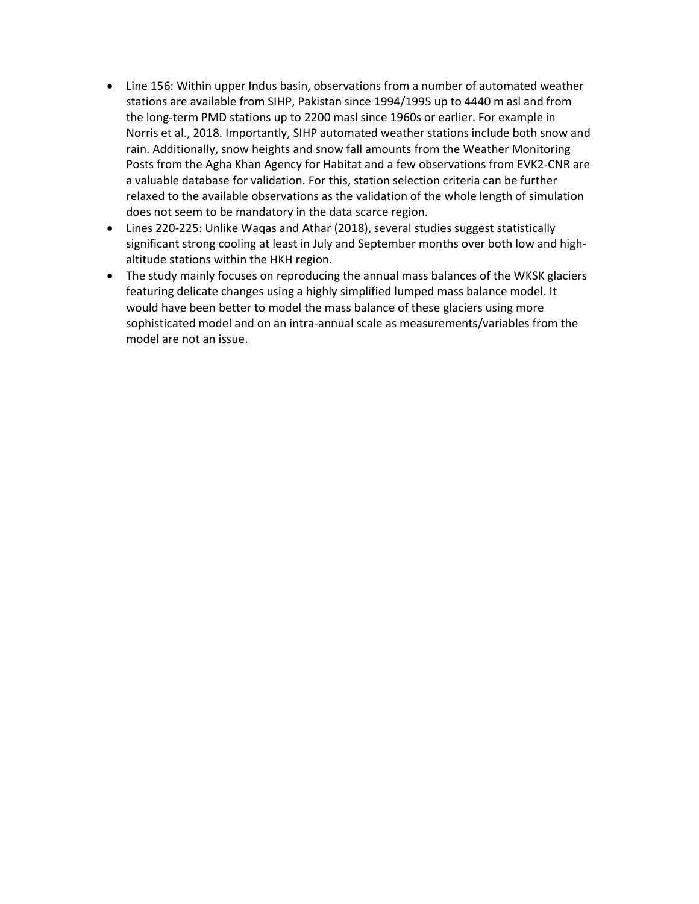- Line 156: Within upper Indus basin, observations from a number of automated weather stations are available from SIHP, Pakistan since 1994/1995 up to 4440 m asl and from the long-term PMD stations up to 2200 masl since 1960s or earlier. For example in Norris et al., 2018. Importantly, SIHP automated weather stations include both snow and rain. Additionally, snow heights and snow fall amounts from the Weather Monitoring Posts from the Agha Khan Agency for Habitat and a few observations from EVK2-CNR are a valuable database for validation. For this, station selection criteria can be further relaxed to the available observations as the validation of the whole length of simulation does not seem to be mandatory in the data scarce region.
- Lines 220-225: Unlike Waqas and Athar (2018), several studies suggest statistically significant strong cooling at least in July and September months over both low and high-altitude stations within the HKH region.
- The study mainly focuses on reproducing the annual mass balances of the WKSK glaciers featuring delicate changes using a highly simplified lumped mass balance model. It would have been better to model the mass balance of these glaciers using more sophisticated model and on an intra-annual scale as measurements/variables from the model are not an issue.